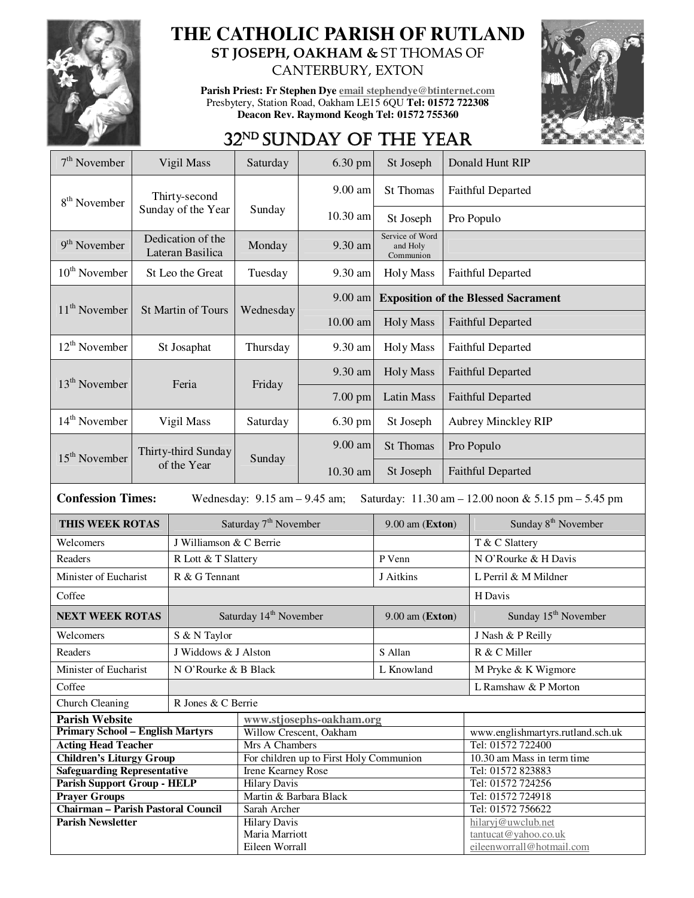# THE CATHOLIC PARISH OF RUTLAND

## ST JOSEPH, OAKHAM & ST THOMAS OF CANTERBURY, EXTON

**Parish Priest: Fr Stephen Dye** email stephendye@btinternet.com
Presbytery, Station Road, Oakham LE15 6QU **Tel: 01572 722308**
**Deacon Rev. Raymond Keogh Tel: 01572 755360**

## 32ND SUNDAY OF THE YEAR

| Date | Occasion | Day | Time | Place/Service | Intention |
|---|---|---|---|---|---|
| 7th November | Vigil Mass | Saturday | 6.30 pm | St Joseph | Donald Hunt RIP |
| 8th November | Thirty-second Sunday of the Year | Sunday | 9.00 am | St Thomas | Faithful Departed |
| | | | 10.30 am | St Joseph | Pro Populo |
| 9th November | Dedication of the Lateran Basilica | Monday | 9.30 am | Service of Word and Holy Communion | |
| 10th November | St Leo the Great | Tuesday | 9.30 am | Holy Mass | Faithful Departed |
| 11th November | St Martin of Tours | Wednesday | 9.00 am | **Exposition of the Blessed Sacrament** | |
| | | | 10.00 am | Holy Mass | Faithful Departed |
| 12th November | St Josaphat | Thursday | 9.30 am | Holy Mass | Faithful Departed |
| 13th November | Feria | Friday | 9.30 am | Holy Mass | Faithful Departed |
| | | | 7.00 pm | Latin Mass | Faithful Departed |
| 14th November | Vigil Mass | Saturday | 6.30 pm | St Joseph | Aubrey Minckley RIP |
| 15th November | Thirty-third Sunday of the Year | Sunday | 9.00 am | St Thomas | Pro Populo |
| | | | 10.30 am | St Joseph | Faithful Departed |

**Confession Times:** Wednesday: 9.15 am – 9.45 am; Saturday: 11.30 am – 12.00 noon & 5.15 pm – 5.45 pm

| **THIS WEEK ROTAS** | Saturday 7th November | 9.00 am (**Exton**) | Sunday 8th November |
|---|---|---|---|
| Welcomers | J Williamson & C Berrie | | T & C Slattery |
| Readers | R Lott & T Slattery | P Venn | N O'Rourke & H Davis |
| Minister of Eucharist | R & G Tennant | J Aitkins | L Perril & M Mildner |
| Coffee | | | H Davis |
| **NEXT WEEK ROTAS** | Saturday 14th November | 9.00 am (**Exton**) | Sunday 15th November |
| Welcomers | S & N Taylor | | J Nash & P Reilly |
| Readers | J Widdows & J Alston | S Allan | R & C Miller |
| Minister of Eucharist | N O'Rourke & B Black | L Knowland | M Pryke & K Wigmore |
| Coffee | | | L Ramshaw & P Morton |
| Church Cleaning | R Jones & C Berrie | | |

| | | |
|---|---|---|
| **Parish Website** | www.stjosephs-oakham.org | |
| **Primary School – English Martyrs** | Willow Crescent, Oakham | www.englishmartyrs.rutland.sch.uk |
| **Acting Head Teacher** | Mrs A Chambers | Tel: 01572 722400 |
| **Children's Liturgy Group** | For children up to First Holy Communion | 10.30 am Mass in term time |
| **Safeguarding Representative** | Irene Kearney Rose | Tel: 01572 823883 |
| **Parish Support Group - HELP** | Hilary Davis | Tel: 01572 724256 |
| **Prayer Groups** | Martin & Barbara Black | Tel: 01572 724918 |
| **Chairman – Parish Pastoral Council** | Sarah Archer | Tel: 01572 756622 |
| **Parish Newsletter** | Hilary Davis<br>Maria Marriott<br>Eileen Worrall | hilaryj@uwclub.net<br>tantucat@yahoo.co.uk<br>eileenworrall@hotmail.com |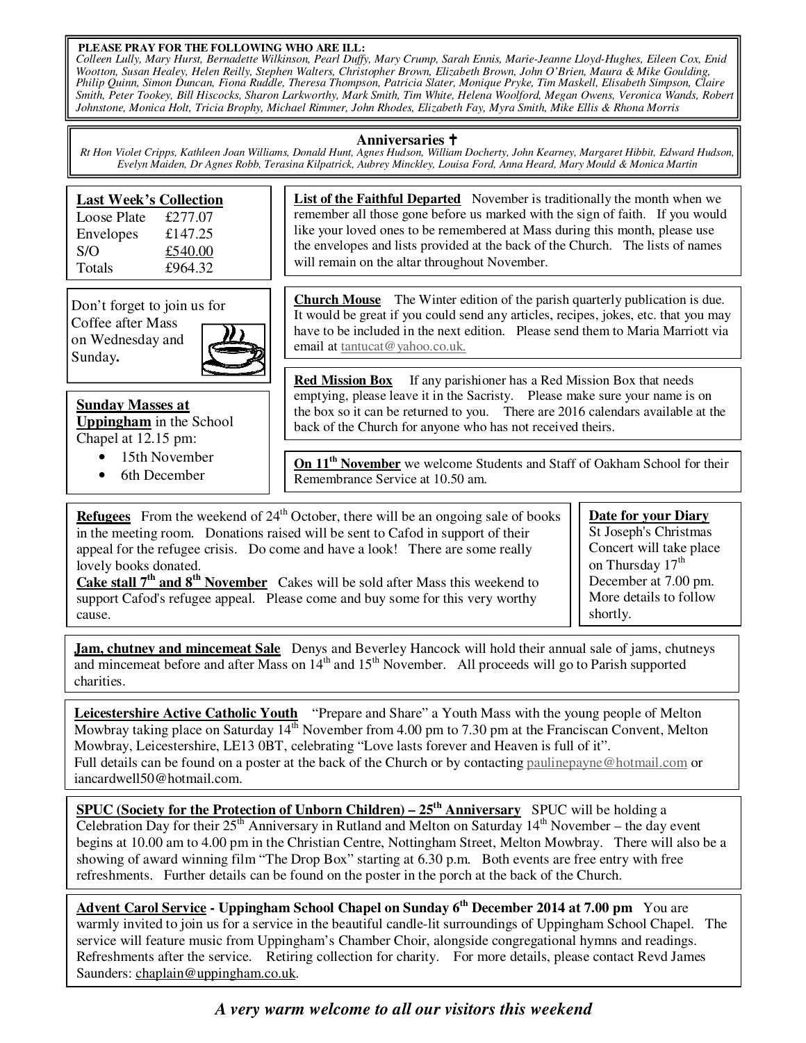**PLEASE PRAY FOR THE FOLLOWING WHO ARE ILL:**

*Colleen Lully, Mary Hurst, Bernadette Wilkinson, Pearl Duffy, Mary Crump, Sarah Ennis, Marie-Jeanne Lloyd-Hughes, Eileen Cox, Enid Wootton, Susan Healey, Helen Reilly, Stephen Walters, Christopher Brown, Elizabeth Brown, John O'Brien, Maura & Mike Goulding, Philip Quinn, Simon Duncan, Fiona Ruddle, Theresa Thompson, Patricia Slater, Monique Pryke, Tim Maskell, Elisabeth Simpson, Claire Smith, Peter Tookey, Bill Hiscocks, Sharon Larkworthy, Mark Smith, Tim White, Helena Woolford, Megan Owens, Veronica Wands, Robert Johnstone, Monica Holt, Tricia Brophy, Michael Rimmer, John Rhodes, Elizabeth Fay, Myra Smith, Mike Ellis & Rhona Morris*

**Anniversaries ✝**

*Rt Hon Violet Cripps, Kathleen Joan Williams, Donald Hunt, Agnes Hudson, William Docherty, John Kearney, Margaret Hibbit, Edward Hudson, Evelyn Maiden, Dr Agnes Robb, Terasina Kilpatrick, Aubrey Minckley, Louisa Ford, Anna Heard, Mary Mould & Monica Martin*

**Last Week's Collection**

| | |
|---|---|
| Loose Plate | £277.07 |
| Envelopes | £147.25 |
| S/O | £540.00 |
| Totals | £964.32 |

Don't forget to join us for Coffee after Mass on Wednesday and Sunday**.**

**Sunday Masses at Uppingham** in the School Chapel at 12.15 pm:

- 15th November
- 6th December

**List of the Faithful Departed** November is traditionally the month when we remember all those gone before us marked with the sign of faith. If you would like your loved ones to be remembered at Mass during this month, please use the envelopes and lists provided at the back of the Church. The lists of names will remain on the altar throughout November.

**Church Mouse** The Winter edition of the parish quarterly publication is due. It would be great if you could send any articles, recipes, jokes, etc. that you may have to be included in the next edition. Please send them to Maria Marriott via email at tantucat@yahoo.co.uk.

**Red Mission Box** If any parishioner has a Red Mission Box that needs emptying, please leave it in the Sacristy. Please make sure your name is on the box so it can be returned to you. There are 2016 calendars available at the back of the Church for anyone who has not received theirs.

**On 11th November** we welcome Students and Staff of Oakham School for their Remembrance Service at 10.50 am.

**Refugees** From the weekend of 24th October, there will be an ongoing sale of books in the meeting room. Donations raised will be sent to Cafod in support of their appeal for the refugee crisis. Do come and have a look! There are some really lovely books donated.

**Cake stall 7th and 8th November** Cakes will be sold after Mass this weekend to support Cafod's refugee appeal. Please come and buy some for this very worthy cause.

**Date for your Diary**

St Joseph's Christmas Concert will take place on Thursday 17th December at 7.00 pm. More details to follow shortly.

**Jam, chutney and mincemeat Sale** Denys and Beverley Hancock will hold their annual sale of jams, chutneys and mincemeat before and after Mass on 14th and 15th November. All proceeds will go to Parish supported charities.

**Leicestershire Active Catholic Youth** "Prepare and Share" a Youth Mass with the young people of Melton Mowbray taking place on Saturday 14th November from 4.00 pm to 7.30 pm at the Franciscan Convent, Melton Mowbray, Leicestershire, LE13 0BT, celebrating "Love lasts forever and Heaven is full of it". Full details can be found on a poster at the back of the Church or by contacting paulinepayne@hotmail.com or iancardwell50@hotmail.com.

**SPUC (Society for the Protection of Unborn Children) – 25th Anniversary** SPUC will be holding a Celebration Day for their 25th Anniversary in Rutland and Melton on Saturday 14th November – the day event begins at 10.00 am to 4.00 pm in the Christian Centre, Nottingham Street, Melton Mowbray. There will also be a showing of award winning film "The Drop Box" starting at 6.30 p.m. Both events are free entry with free refreshments. Further details can be found on the poster in the porch at the back of the Church.

**Advent Carol Service - Uppingham School Chapel on Sunday 6th December 2014 at 7.00 pm** You are warmly invited to join us for a service in the beautiful candle-lit surroundings of Uppingham School Chapel. The service will feature music from Uppingham's Chamber Choir, alongside congregational hymns and readings. Refreshments after the service. Retiring collection for charity. For more details, please contact Revd James Saunders: chaplain@uppingham.co.uk.

***A very warm welcome to all our visitors this weekend***